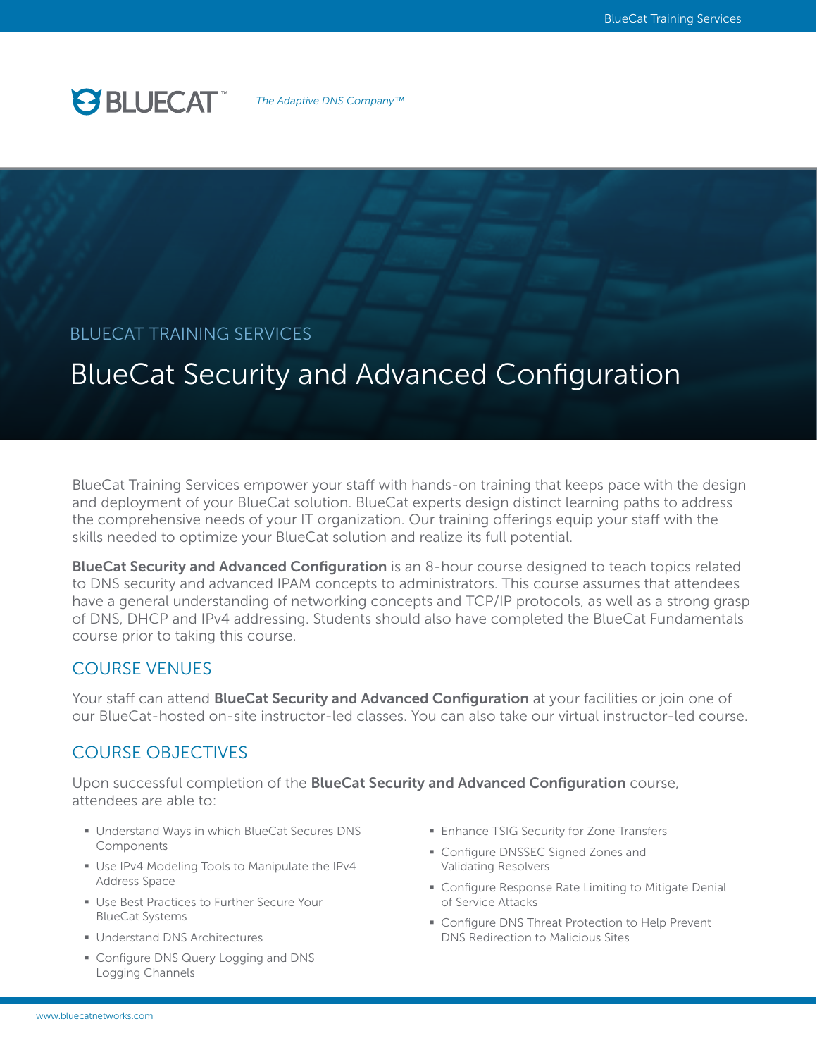BLUECAT™ *The Adaptive DNS Company™*

BLUECAT TRAINING SERVICES

# BlueCat Security and Advanced Configuration

BlueCat Training Services empower your staff with hands-on training that keeps pace with the design and deployment of your BlueCat solution. BlueCat experts design distinct learning paths to address the comprehensive needs of your IT organization. Our training offerings equip your staff with the skills needed to optimize your BlueCat solution and realize its full potential.

**BlueCat Security and Advanced Configuration** is an 8-hour course designed to teach topics related to DNS security and advanced IPAM concepts to administrators. This course assumes that attendees have a general understanding of networking concepts and TCP/IP protocols, as well as a strong grasp of DNS, DHCP and IPv4 addressing. Students should also have completed the BlueCat Fundamentals course prior to taking this course.

## COURSE VENUES

Your staff can attend **BlueCat Security and Advanced Configuration** at your facilities or join one of our BlueCat-hosted on-site instructor-led classes. You can also take our virtual instructor-led course.

## COURSE OBJECTIVES

Upon successful completion of the **BlueCat Security and Advanced Configuration** course, attendees are able to:

- Understand Ways in which BlueCat Secures DNS Components
- Use IPv4 Modeling Tools to Manipulate the IPv4 Address Space
- Use Best Practices to Further Secure Your BlueCat Systems
- Understand DNS Architectures
- Configure DNS Query Logging and DNS Logging Channels
- Enhance TSIG Security for Zone Transfers
- Configure DNSSEC Signed Zones and Validating Resolvers
- Configure Response Rate Limiting to Mitigate Denial of Service Attacks
- Configure DNS Threat Protection to Help Prevent DNS Redirection to Malicious Sites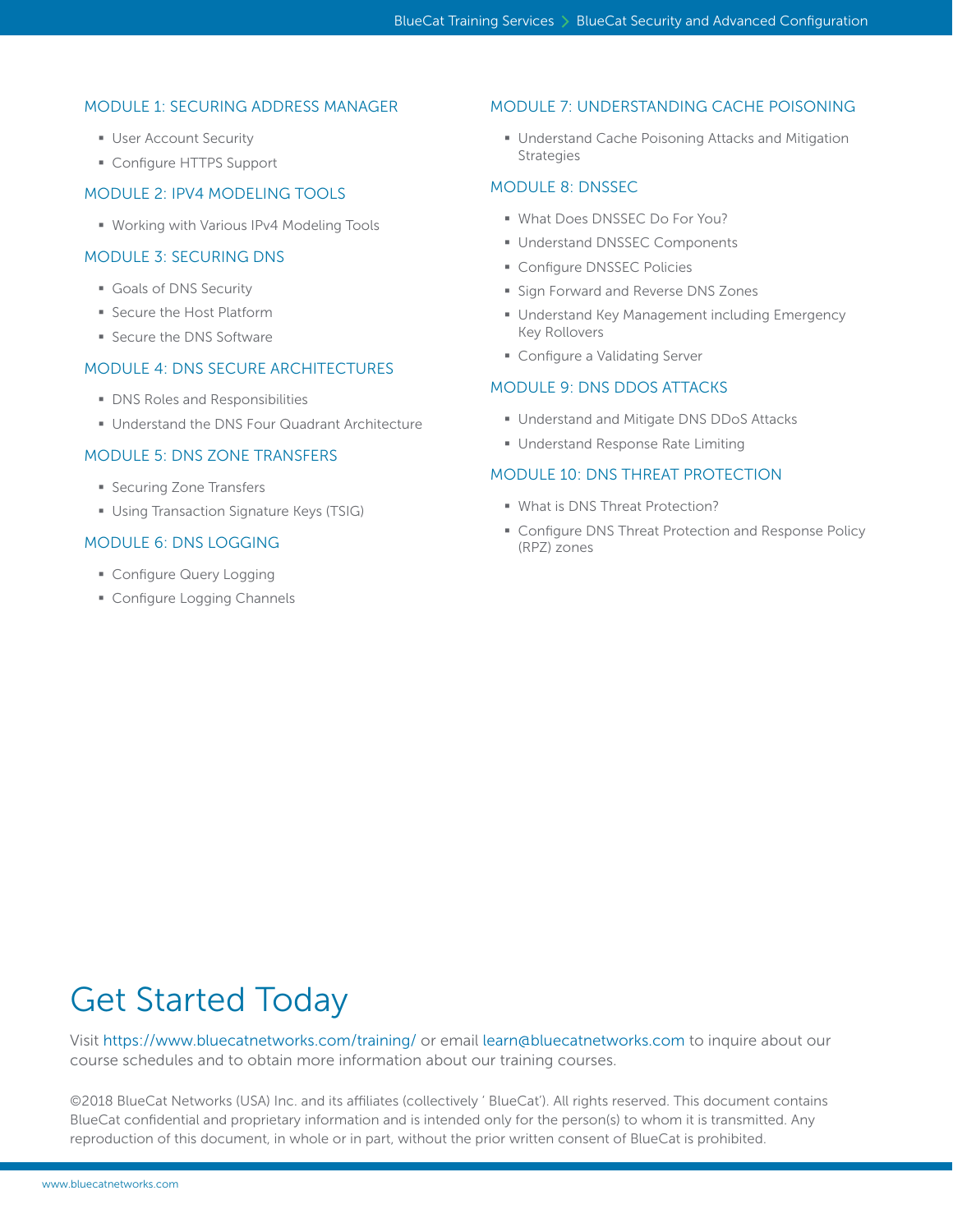### MODULE 1: SECURING ADDRESS MANAGER

- User Account Security
- Configure HTTPS Support

### MODULE 2: IPV4 MODELING TOOLS

- Working with Various IPv4 Modeling Tools

### MODULE 3: SECURING DNS

- Goals of DNS Security
- Secure the Host Platform
- Secure the DNS Software

### MODULE 4: DNS SECURE ARCHITECTURES

- DNS Roles and Responsibilities
- Understand the DNS Four Quadrant Architecture

### MODULE 5: DNS ZONE TRANSFERS

- Securing Zone Transfers
- Using Transaction Signature Keys (TSIG)

### MODULE 6: DNS LOGGING

- Configure Query Logging
- Configure Logging Channels

### MODULE 7: UNDERSTANDING CACHE POISONING

- Understand Cache Poisoning Attacks and Mitigation Strategies

### MODULE 8: DNSSEC

- What Does DNSSEC Do For You?
- Understand DNSSEC Components
- Configure DNSSEC Policies
- Sign Forward and Reverse DNS Zones
- Understand Key Management including Emergency Key Rollovers
- Configure a Validating Server

### MODULE 9: DNS DDOS ATTACKS

- Understand and Mitigate DNS DDoS Attacks
- Understand Response Rate Limiting

### MODULE 10: DNS THREAT PROTECTION

- What is DNS Threat Protection?
- Configure DNS Threat Protection and Response Policy (RPZ) zones

# Get Started Today

Visit https://www.bluecatnetworks.com/training/ or email learn@bluecatnetworks.com to inquire about our course schedules and to obtain more information about our training courses.

©2018 BlueCat Networks (USA) Inc. and its affiliates (collectively ' BlueCat'). All rights reserved. This document contains BlueCat confidential and proprietary information and is intended only for the person(s) to whom it is transmitted. Any reproduction of this document, in whole or in part, without the prior written consent of BlueCat is prohibited.